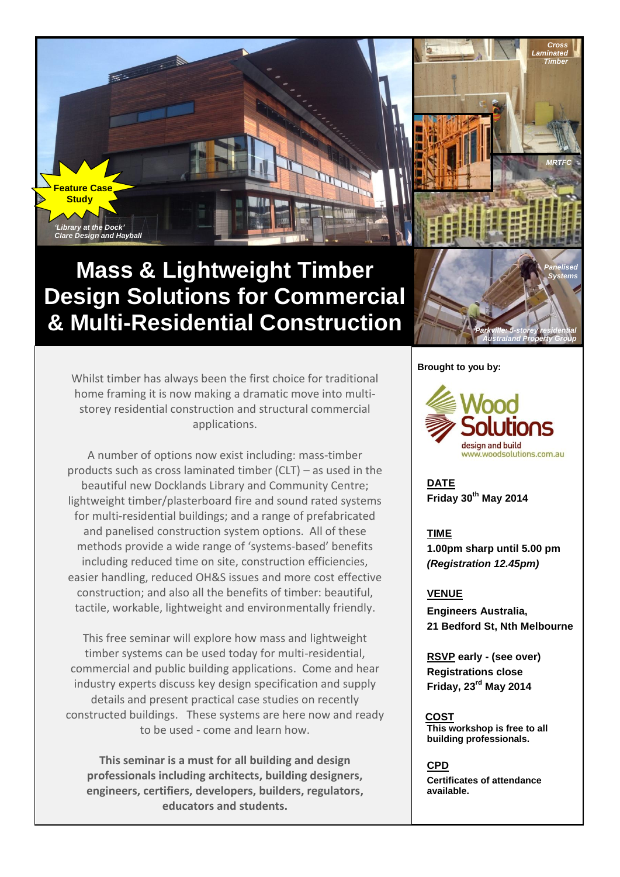Feature Case Study

*'Library at the Dock'*
*Clare Design and Hayball*

*Cross Laminated Timber*

*MRTFC*

*Panelised Systems*

*Parkville: 5-storey residential*
*Australand Property Group*

# Mass & Lightweight Timber Design Solutions for Commercial & Multi-Residential Construction

Whilst timber has always been the first choice for traditional home framing it is now making a dramatic move into multi-storey residential construction and structural commercial applications.

A number of options now exist including: mass-timber products such as cross laminated timber (CLT) – as used in the beautiful new Docklands Library and Community Centre; lightweight timber/plasterboard fire and sound rated systems for multi-residential buildings; and a range of prefabricated and panelised construction system options. All of these methods provide a wide range of 'systems-based' benefits including reduced time on site, construction efficiencies, easier handling, reduced OH&S issues and more cost effective construction; and also all the benefits of timber: beautiful, tactile, workable, lightweight and environmentally friendly.

This free seminar will explore how mass and lightweight timber systems can be used today for multi-residential, commercial and public building applications. Come and hear industry experts discuss key design specification and supply details and present practical case studies on recently constructed buildings. These systems are here now and ready to be used - come and learn how.

**This seminar is a must for all building and design professionals including architects, building designers, engineers, certifiers, developers, builders, regulators, educators and students.**

**Brought to you by:**

Wood Solutions
design and build
www.woodsolutions.com.au

**DATE**
**Friday 30th May 2014**

**TIME**
**1.00pm sharp until 5.00 pm**
***(Registration 12.45pm)***

**VENUE**
**Engineers Australia,**
**21 Bedford St, Nth Melbourne**

**RSVP early - (see over)**
**Registrations close**
**Friday, 23rd May 2014**

**COST**
**This workshop is free to all building professionals.**

**CPD**
**Certificates of attendance available.**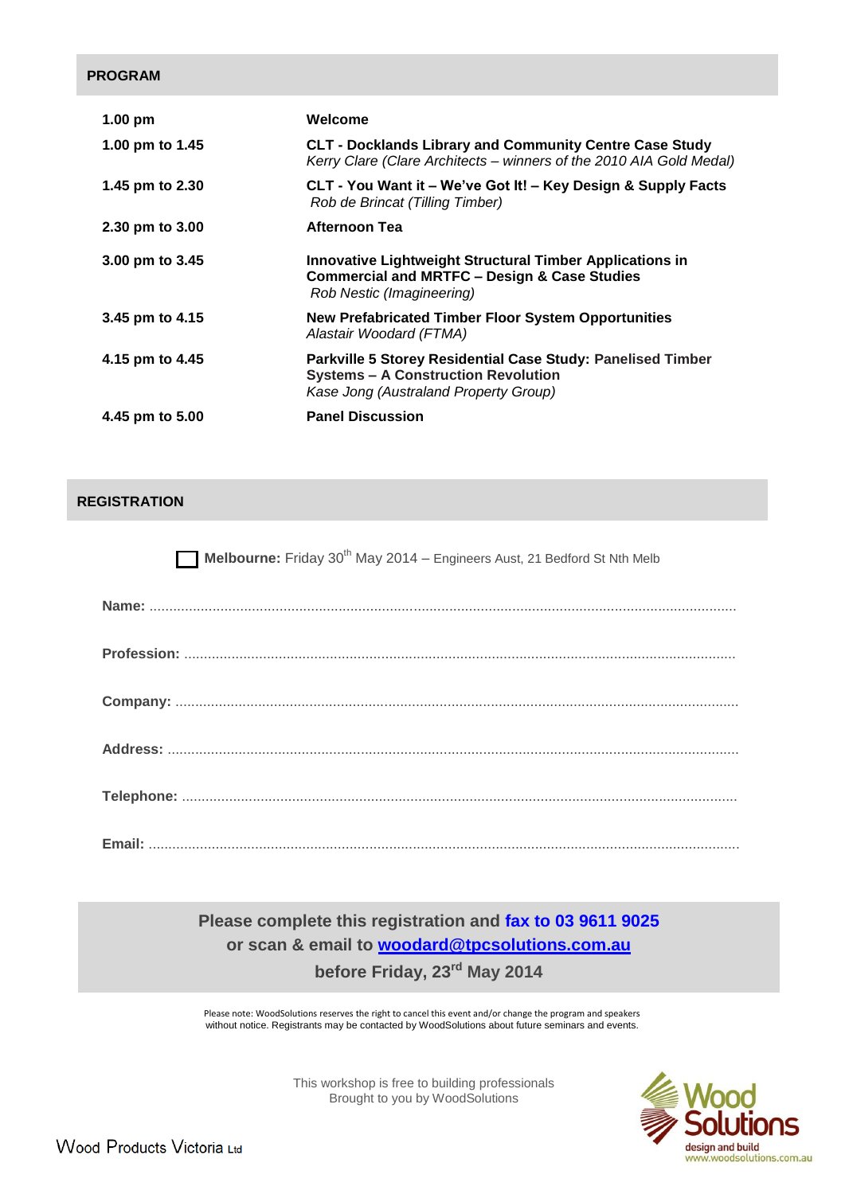## PROGRAM

| | |
|---|---|
| **1.00 pm** | **Welcome** |
| **1.00 pm to 1.45** | **CLT - Docklands Library and Community Centre Case Study**<br>*Kerry Clare (Clare Architects – winners of the 2010 AIA Gold Medal)* |
| **1.45 pm to 2.30** | **CLT - You Want it – We've Got It! – Key Design & Supply Facts**<br>*Rob de Brincat (Tilling Timber)* |
| **2.30 pm to 3.00** | **Afternoon Tea** |
| **3.00 pm to 3.45** | **Innovative Lightweight Structural Timber Applications in Commercial and MRTFC – Design & Case Studies**<br>*Rob Nestic (Imagineering)* |
| **3.45 pm to 4.15** | **New Prefabricated Timber Floor System Opportunities**<br>*Alastair Woodard (FTMA)* |
| **4.15 pm to 4.45** | **Parkville 5 Storey Residential Case Study: Panelised Timber Systems – A Construction Revolution**<br>*Kase Jong (Australand Property Group)* |
| **4.45 pm to 5.00** | **Panel Discussion** |

## REGISTRATION

☐ **Melbourne:** Friday 30th May 2014 – Engineers Aust, 21 Bedford St Nth Melb

**Name:** .......................................................................................................................................

**Profession:** .................................................................................................................................

**Company:** ...................................................................................................................................

**Address:** .....................................................................................................................................

**Telephone:** ..................................................................................................................................

**Email:** .........................................................................................................................................

**Please complete this registration and fax to 03 9611 9025**
**or scan & email to woodard@tpcsolutions.com.au**
**before Friday, 23rd May 2014**

Please note: WoodSolutions reserves the right to cancel this event and/or change the program and speakers without notice. Registrants may be contacted by WoodSolutions about future seminars and events.

This workshop is free to building professionals
Brought to you by WoodSolutions

Wood Products Victoria Ltd

Wood Solutions
design and build
www.woodsolutions.com.au